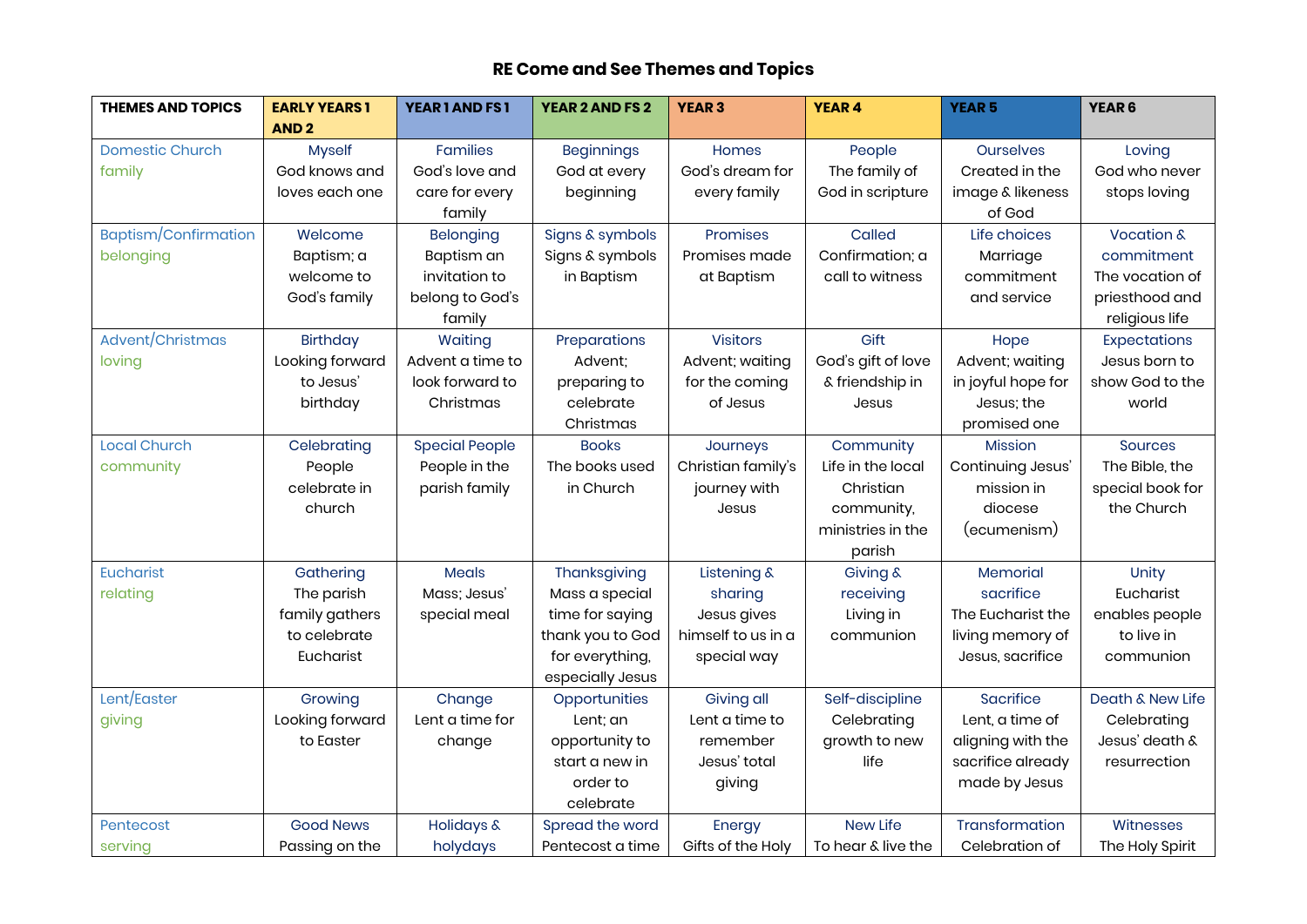## RE Come and See Themes and Topics

| THEMES AND TOPICS | EARLY YEARS 1 AND 2 | YEAR 1 AND FS 1 | YEAR 2 AND FS 2 | YEAR 3 | YEAR 4 | YEAR 5 | YEAR 6 |
|---|---|---|---|---|---|---|---|
| Domestic Church family | Myself God knows and loves each one | Families God's love and care for every family | Beginnings God at every beginning | Homes God's dream for every family | People The family of God in scripture | Ourselves Created in the image & likeness of God | Loving God who never stops loving |
| Baptism/Confirmation belonging | Welcome Baptism; a welcome to God's family | Belonging Baptism an invitation to belong to God's family | Signs & symbols Signs & symbols in Baptism | Promises Promises made at Baptism | Called Confirmation; a call to witness | Life choices Marriage commitment and service | Vocation & commitment The vocation of priesthood and religious life |
| Advent/Christmas loving | Birthday Looking forward to Jesus' birthday | Waiting Advent a time to look forward to Christmas | Preparations Advent; preparing to celebrate Christmas | Visitors Advent; waiting for the coming of Jesus | Gift God's gift of love & friendship in Jesus | Hope Advent; waiting in joyful hope for Jesus; the promised one | Expectations Jesus born to show God to the world |
| Local Church community | Celebrating People celebrate in church | Special People People in the parish family | Books The books used in Church | Journeys Christian family's journey with Jesus | Community Life in the local Christian community, ministries in the parish | Mission Continuing Jesus' mission in diocese (ecumenism) | Sources The Bible, the special book for the Church |
| Eucharist relating | Gathering The parish family gathers to celebrate Eucharist | Meals Mass; Jesus' special meal | Thanksgiving Mass a special time for saying thank you to God for everything, especially Jesus | Listening & sharing Jesus gives himself to us in a special way | Giving & receiving Living in communion | Memorial sacrifice The Eucharist the living memory of Jesus, sacrifice | Unity Eucharist enables people to live in communion |
| Lent/Easter giving | Growing Looking forward to Easter | Change Lent a time for change | Opportunities Lent; an opportunity to start a new in order to celebrate | Giving all Lent a time to remember Jesus' total giving | Self-discipline Celebrating growth to new life | Sacrifice Lent, a time of aligning with the sacrifice already made by Jesus | Death & New Life Celebrating Jesus' death & resurrection |
| Pentecost serving | Good News Passing on the | Holidays & holydays | Spread the word Pentecost a time | Energy Gifts of the Holy | New Life To hear & live the | Transformation Celebration of | Witnesses The Holy Spirit |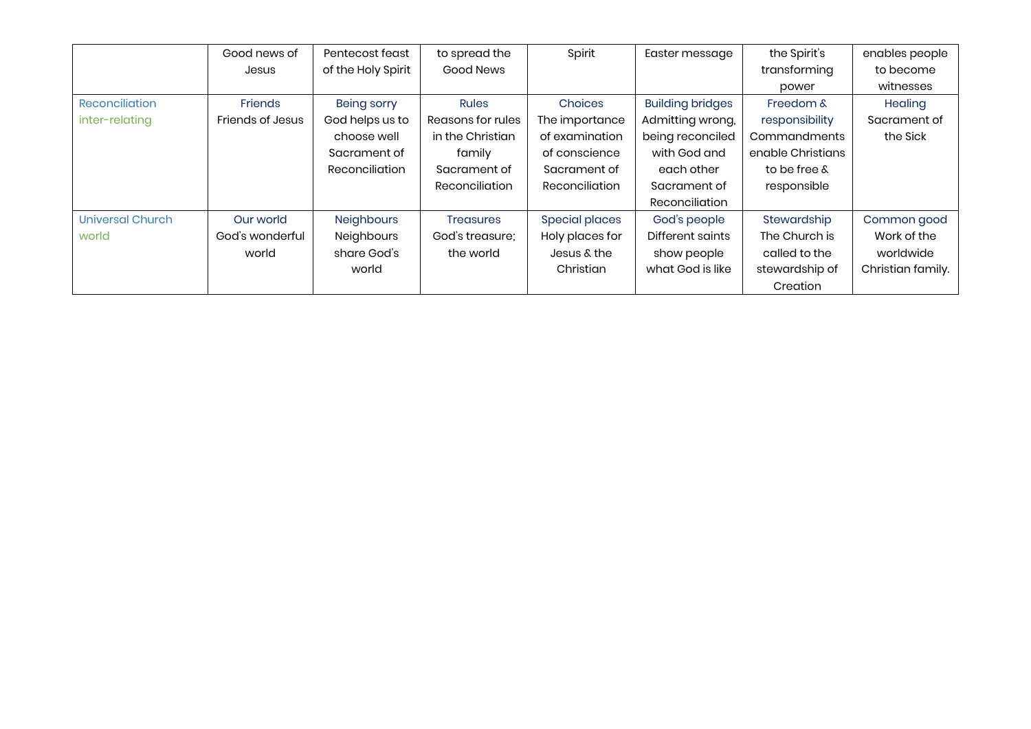| | | | | | | | |
|---|---|---|---|---|---|---|---|
| | Good news of Jesus | Pentecost feast of the Holy Spirit | to spread the Good News | Spirit | Easter message | the Spirit's transforming power | enables people to become witnesses |
| Reconciliation inter-relating | Friends Friends of Jesus | Being sorry God helps us to choose well Sacrament of Reconciliation | Rules Reasons for rules in the Christian family Sacrament of Reconciliation | Choices The importance of examination of conscience Sacrament of Reconciliation | Building bridges Admitting wrong, being reconciled with God and each other Sacrament of Reconciliation | Freedom & responsibility Commandments enable Christians to be free & responsible | Healing Sacrament of the Sick |
| Universal Church world | Our world God's wonderful world | Neighbours Neighbours share God's world | Treasures God's treasure; the world | Special places Holy places for Jesus & the Christian | God's people Different saints show people what God is like | Stewardship The Church is called to the stewardship of Creation | Common good Work of the worldwide Christian family. |